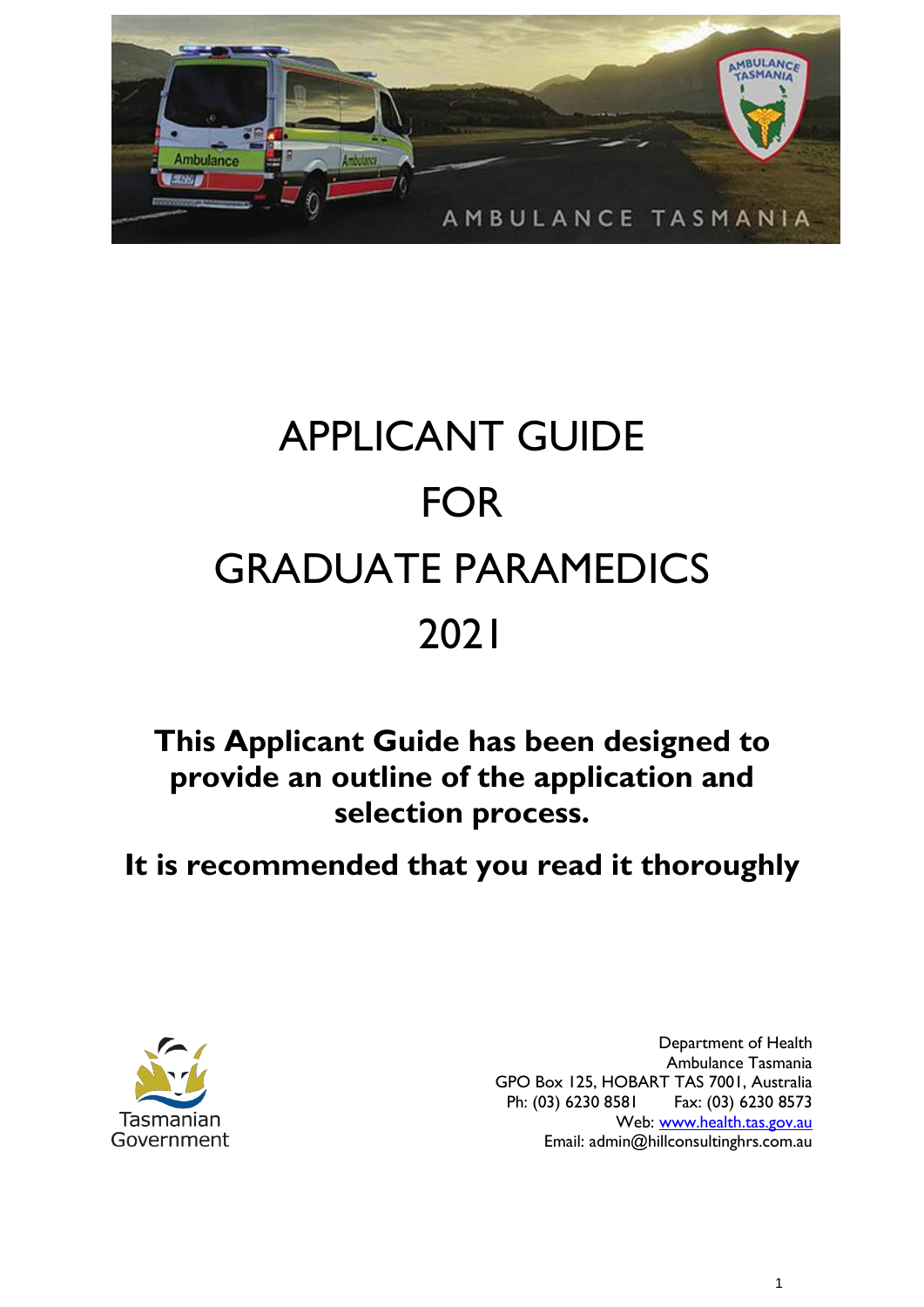# APPLICANT GUIDE FOR GRADUATE PARAMEDICS 2021

**This Applicant Guide has been designed to provide an outline of the application and selection process.**

**It is recommended that you read it thoroughly**

Department of Health
Ambulance Tasmania
GPO Box 125, HOBART TAS 7001, Australia
Ph: (03) 6230 8581 Fax: (03) 6230 8573
Web: www.health.tas.gov.au
Email: admin@hillconsultinghrs.com.au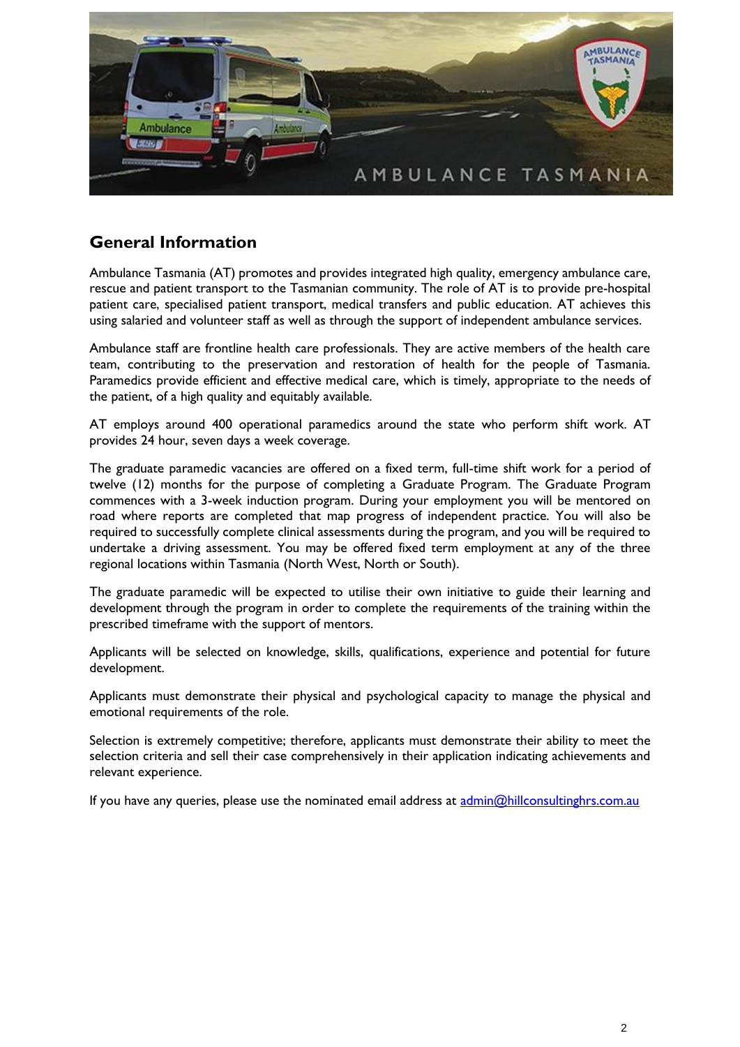## General Information

Ambulance Tasmania (AT) promotes and provides integrated high quality, emergency ambulance care, rescue and patient transport to the Tasmanian community. The role of AT is to provide pre-hospital patient care, specialised patient transport, medical transfers and public education. AT achieves this using salaried and volunteer staff as well as through the support of independent ambulance services.

Ambulance staff are frontline health care professionals. They are active members of the health care team, contributing to the preservation and restoration of health for the people of Tasmania. Paramedics provide efficient and effective medical care, which is timely, appropriate to the needs of the patient, of a high quality and equitably available.

AT employs around 400 operational paramedics around the state who perform shift work. AT provides 24 hour, seven days a week coverage.

The graduate paramedic vacancies are offered on a fixed term, full-time shift work for a period of twelve (12) months for the purpose of completing a Graduate Program. The Graduate Program commences with a 3-week induction program. During your employment you will be mentored on road where reports are completed that map progress of independent practice. You will also be required to successfully complete clinical assessments during the program, and you will be required to undertake a driving assessment. You may be offered fixed term employment at any of the three regional locations within Tasmania (North West, North or South).

The graduate paramedic will be expected to utilise their own initiative to guide their learning and development through the program in order to complete the requirements of the training within the prescribed timeframe with the support of mentors.

Applicants will be selected on knowledge, skills, qualifications, experience and potential for future development.

Applicants must demonstrate their physical and psychological capacity to manage the physical and emotional requirements of the role.

Selection is extremely competitive; therefore, applicants must demonstrate their ability to meet the selection criteria and sell their case comprehensively in their application indicating achievements and relevant experience.

If you have any queries, please use the nominated email address at admin@hillconsultinghrs.com.au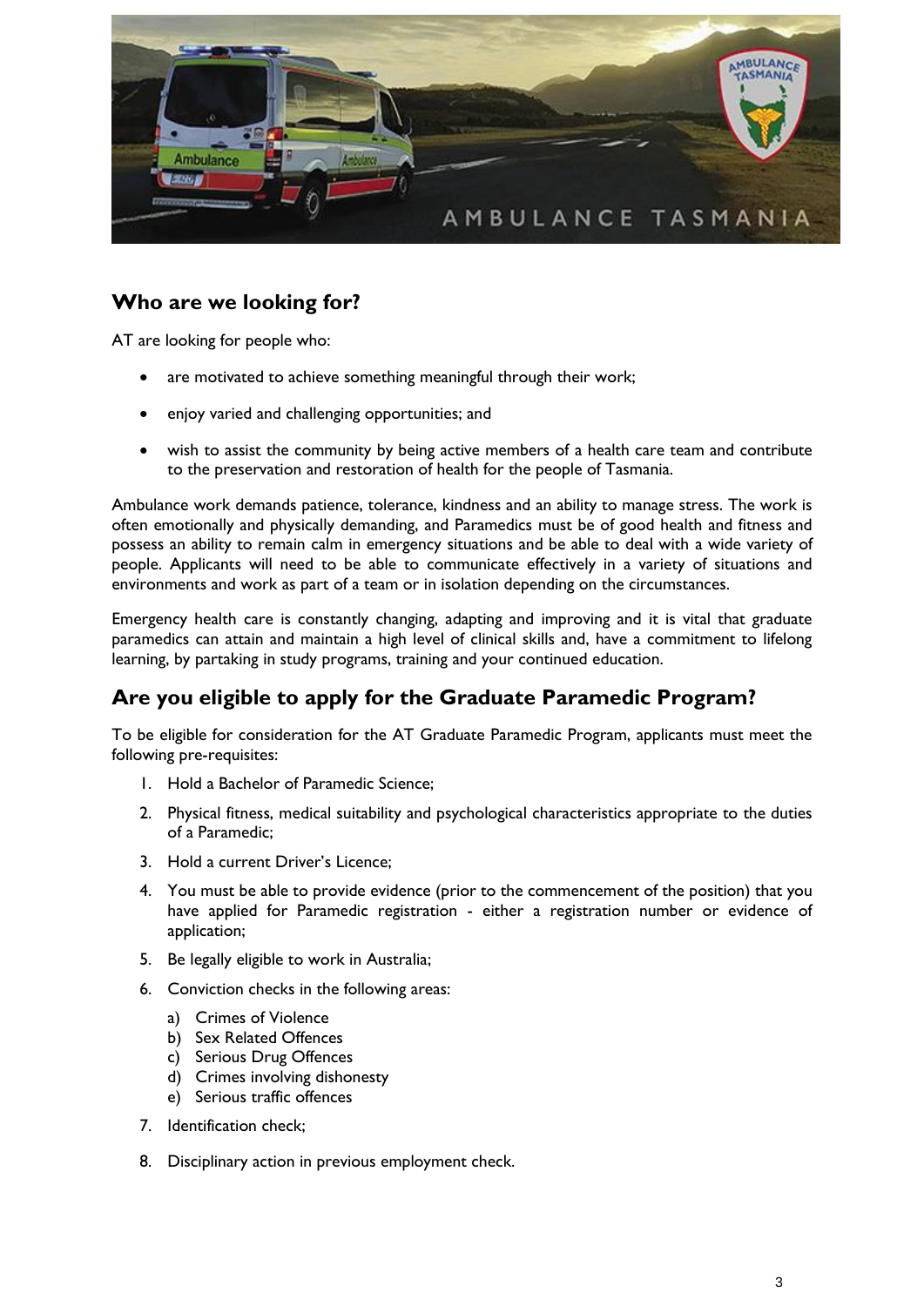## Who are we looking for?

AT are looking for people who:

- are motivated to achieve something meaningful through their work;
- enjoy varied and challenging opportunities; and
- wish to assist the community by being active members of a health care team and contribute to the preservation and restoration of health for the people of Tasmania.

Ambulance work demands patience, tolerance, kindness and an ability to manage stress. The work is often emotionally and physically demanding, and Paramedics must be of good health and fitness and possess an ability to remain calm in emergency situations and be able to deal with a wide variety of people. Applicants will need to be able to communicate effectively in a variety of situations and environments and work as part of a team or in isolation depending on the circumstances.

Emergency health care is constantly changing, adapting and improving and it is vital that graduate paramedics can attain and maintain a high level of clinical skills and, have a commitment to lifelong learning, by partaking in study programs, training and your continued education.

## Are you eligible to apply for the Graduate Paramedic Program?

To be eligible for consideration for the AT Graduate Paramedic Program, applicants must meet the following pre-requisites:

1. Hold a Bachelor of Paramedic Science;
2. Physical fitness, medical suitability and psychological characteristics appropriate to the duties of a Paramedic;
3. Hold a current Driver's Licence;
4. You must be able to provide evidence (prior to the commencement of the position) that you have applied for Paramedic registration - either a registration number or evidence of application;
5. Be legally eligible to work in Australia;
6. Conviction checks in the following areas:
   a) Crimes of Violence
   b) Sex Related Offences
   c) Serious Drug Offences
   d) Crimes involving dishonesty
   e) Serious traffic offences
7. Identification check;
8. Disciplinary action in previous employment check.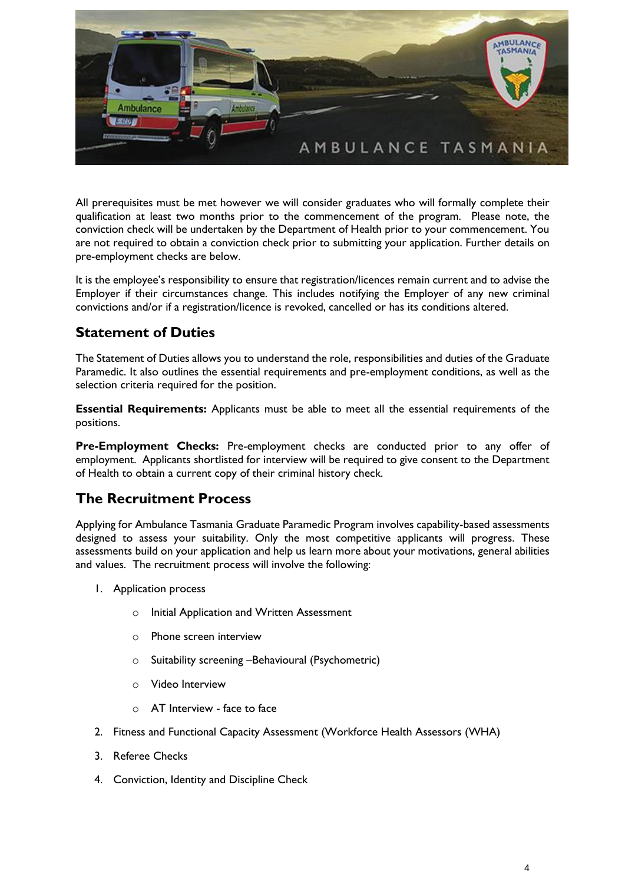All prerequisites must be met however we will consider graduates who will formally complete their qualification at least two months prior to the commencement of the program. Please note, the conviction check will be undertaken by the Department of Health prior to your commencement. You are not required to obtain a conviction check prior to submitting your application. Further details on pre-employment checks are below.

It is the employee's responsibility to ensure that registration/licences remain current and to advise the Employer if their circumstances change. This includes notifying the Employer of any new criminal convictions and/or if a registration/licence is revoked, cancelled or has its conditions altered.

## Statement of Duties

The Statement of Duties allows you to understand the role, responsibilities and duties of the Graduate Paramedic. It also outlines the essential requirements and pre-employment conditions, as well as the selection criteria required for the position.

**Essential Requirements:** Applicants must be able to meet all the essential requirements of the positions.

**Pre-Employment Checks:** Pre-employment checks are conducted prior to any offer of employment. Applicants shortlisted for interview will be required to give consent to the Department of Health to obtain a current copy of their criminal history check.

## The Recruitment Process

Applying for Ambulance Tasmania Graduate Paramedic Program involves capability-based assessments designed to assess your suitability. Only the most competitive applicants will progress. These assessments build on your application and help us learn more about your motivations, general abilities and values. The recruitment process will involve the following:

1. Application process
   - Initial Application and Written Assessment
   - Phone screen interview
   - Suitability screening –Behavioural (Psychometric)
   - Video Interview
   - AT Interview - face to face
2. Fitness and Functional Capacity Assessment (Workforce Health Assessors (WHA)
3. Referee Checks
4. Conviction, Identity and Discipline Check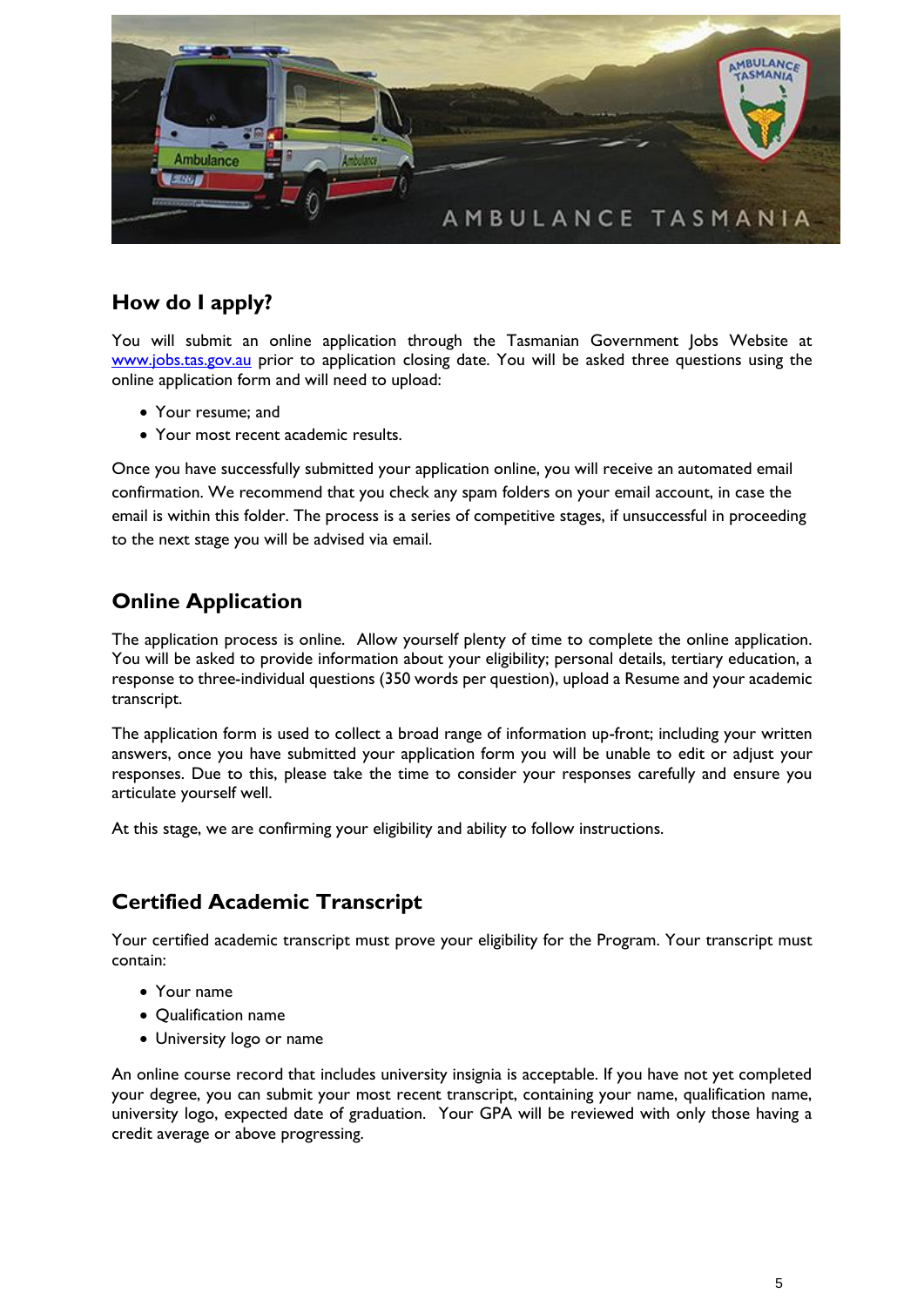## How do I apply?

You will submit an online application through the Tasmanian Government Jobs Website at www.jobs.tas.gov.au prior to application closing date. You will be asked three questions using the online application form and will need to upload:

- Your resume; and
- Your most recent academic results.

Once you have successfully submitted your application online, you will receive an automated email confirmation. We recommend that you check any spam folders on your email account, in case the email is within this folder. The process is a series of competitive stages, if unsuccessful in proceeding to the next stage you will be advised via email.

## Online Application

The application process is online. Allow yourself plenty of time to complete the online application. You will be asked to provide information about your eligibility; personal details, tertiary education, a response to three-individual questions (350 words per question), upload a Resume and your academic transcript.

The application form is used to collect a broad range of information up-front; including your written answers, once you have submitted your application form you will be unable to edit or adjust your responses. Due to this, please take the time to consider your responses carefully and ensure you articulate yourself well.

At this stage, we are confirming your eligibility and ability to follow instructions.

## Certified Academic Transcript

Your certified academic transcript must prove your eligibility for the Program. Your transcript must contain:

- Your name
- Qualification name
- University logo or name

An online course record that includes university insignia is acceptable. If you have not yet completed your degree, you can submit your most recent transcript, containing your name, qualification name, university logo, expected date of graduation. Your GPA will be reviewed with only those having a credit average or above progressing.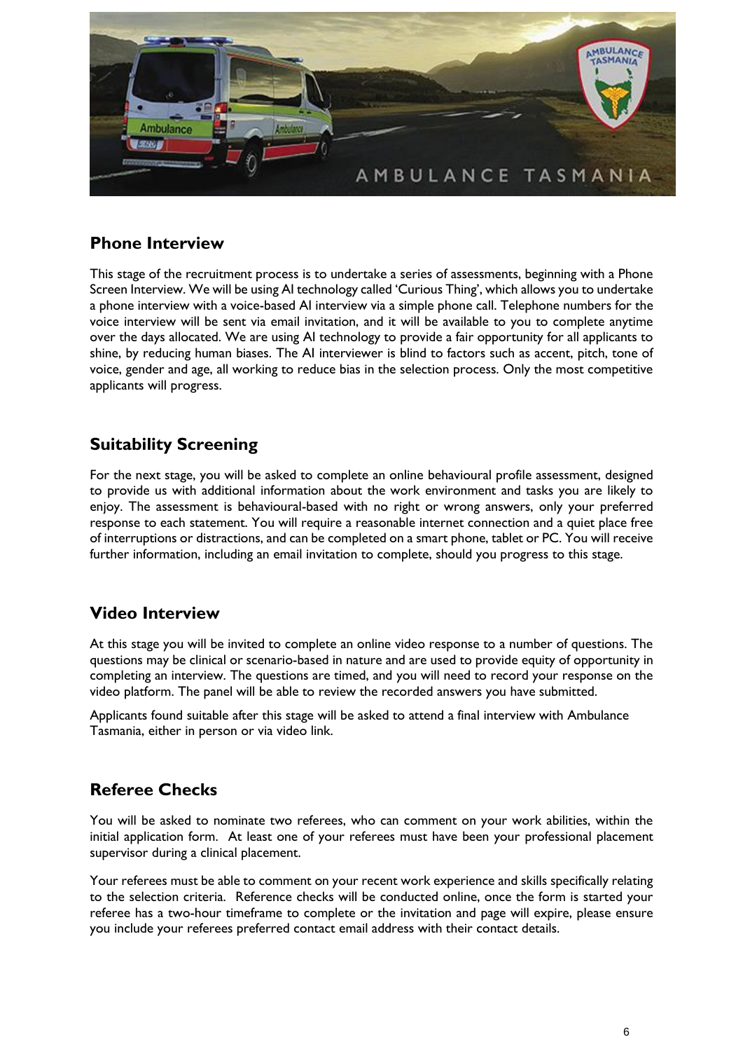## Phone Interview

This stage of the recruitment process is to undertake a series of assessments, beginning with a Phone Screen Interview. We will be using AI technology called 'Curious Thing', which allows you to undertake a phone interview with a voice-based AI interview via a simple phone call. Telephone numbers for the voice interview will be sent via email invitation, and it will be available to you to complete anytime over the days allocated. We are using AI technology to provide a fair opportunity for all applicants to shine, by reducing human biases. The AI interviewer is blind to factors such as accent, pitch, tone of voice, gender and age, all working to reduce bias in the selection process. Only the most competitive applicants will progress.

## Suitability Screening

For the next stage, you will be asked to complete an online behavioural profile assessment, designed to provide us with additional information about the work environment and tasks you are likely to enjoy. The assessment is behavioural-based with no right or wrong answers, only your preferred response to each statement. You will require a reasonable internet connection and a quiet place free of interruptions or distractions, and can be completed on a smart phone, tablet or PC. You will receive further information, including an email invitation to complete, should you progress to this stage.

## Video Interview

At this stage you will be invited to complete an online video response to a number of questions. The questions may be clinical or scenario-based in nature and are used to provide equity of opportunity in completing an interview. The questions are timed, and you will need to record your response on the video platform. The panel will be able to review the recorded answers you have submitted.

Applicants found suitable after this stage will be asked to attend a final interview with Ambulance Tasmania, either in person or via video link.

## Referee Checks

You will be asked to nominate two referees, who can comment on your work abilities, within the initial application form. At least one of your referees must have been your professional placement supervisor during a clinical placement.

Your referees must be able to comment on your recent work experience and skills specifically relating to the selection criteria. Reference checks will be conducted online, once the form is started your referee has a two-hour timeframe to complete or the invitation and page will expire, please ensure you include your referees preferred contact email address with their contact details.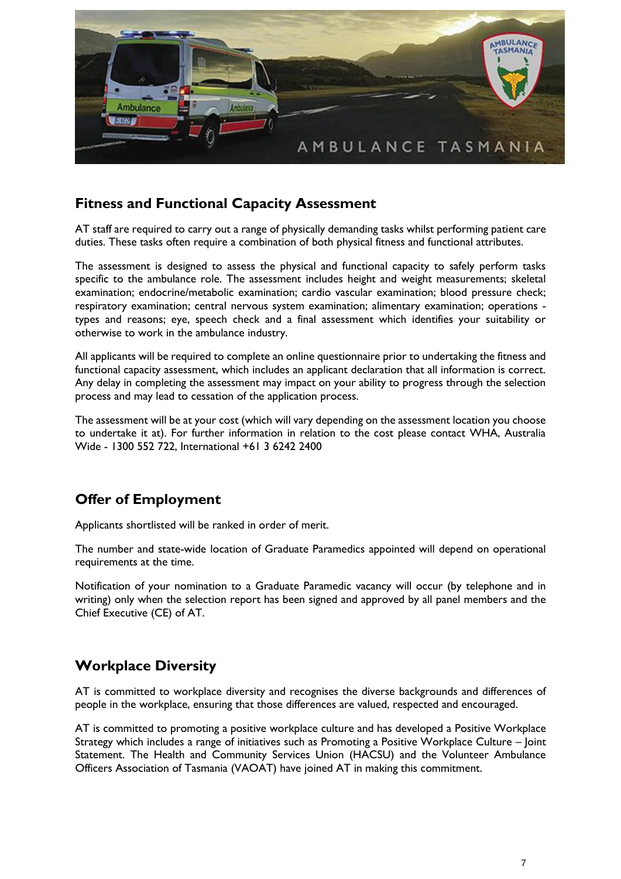## Fitness and Functional Capacity Assessment

AT staff are required to carry out a range of physically demanding tasks whilst performing patient care duties. These tasks often require a combination of both physical fitness and functional attributes.

The assessment is designed to assess the physical and functional capacity to safely perform tasks specific to the ambulance role. The assessment includes height and weight measurements; skeletal examination; endocrine/metabolic examination; cardio vascular examination; blood pressure check; respiratory examination; central nervous system examination; alimentary examination; operations - types and reasons; eye, speech check and a final assessment which identifies your suitability or otherwise to work in the ambulance industry.

All applicants will be required to complete an online questionnaire prior to undertaking the fitness and functional capacity assessment, which includes an applicant declaration that all information is correct. Any delay in completing the assessment may impact on your ability to progress through the selection process and may lead to cessation of the application process.

The assessment will be at your cost (which will vary depending on the assessment location you choose to undertake it at). For further information in relation to the cost please contact WHA, Australia Wide - 1300 552 722, International +61 3 6242 2400

## Offer of Employment

Applicants shortlisted will be ranked in order of merit.

The number and state-wide location of Graduate Paramedics appointed will depend on operational requirements at the time.

Notification of your nomination to a Graduate Paramedic vacancy will occur (by telephone and in writing) only when the selection report has been signed and approved by all panel members and the Chief Executive (CE) of AT.

## Workplace Diversity

AT is committed to workplace diversity and recognises the diverse backgrounds and differences of people in the workplace, ensuring that those differences are valued, respected and encouraged.

AT is committed to promoting a positive workplace culture and has developed a Positive Workplace Strategy which includes a range of initiatives such as Promoting a Positive Workplace Culture – Joint Statement. The Health and Community Services Union (HACSU) and the Volunteer Ambulance Officers Association of Tasmania (VAOAT) have joined AT in making this commitment.